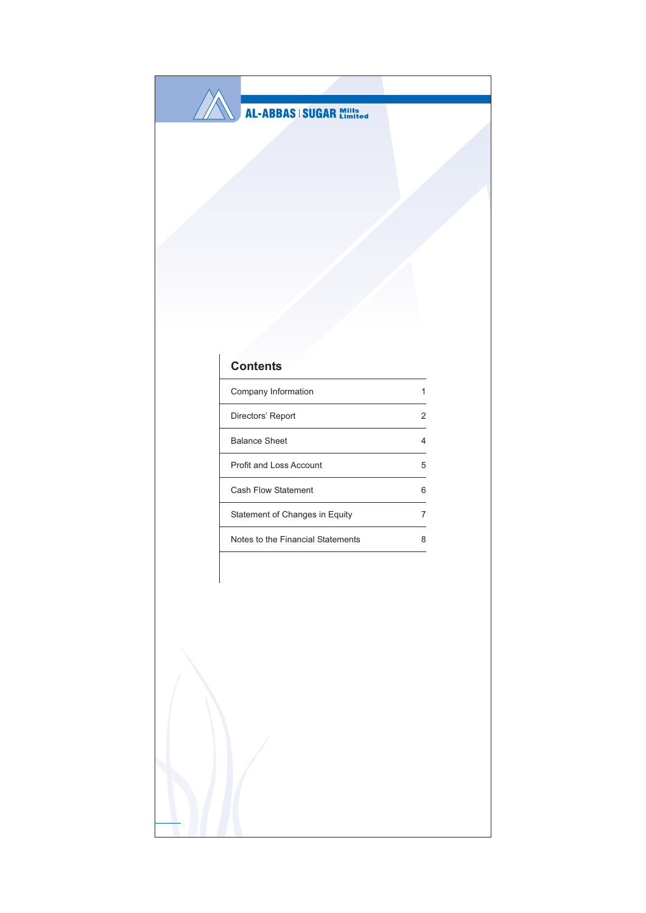AL-ABBAS | SUGAR Mills Limited

## Contents

| | |
|---|---|
| Company Information | 1 |
| Directors' Report | 2 |
| Balance Sheet | 4 |
| Profit and Loss Account | 5 |
| Cash Flow Statement | 6 |
| Statement of Changes in Equity | 7 |
| Notes to the Financial Statements | 8 |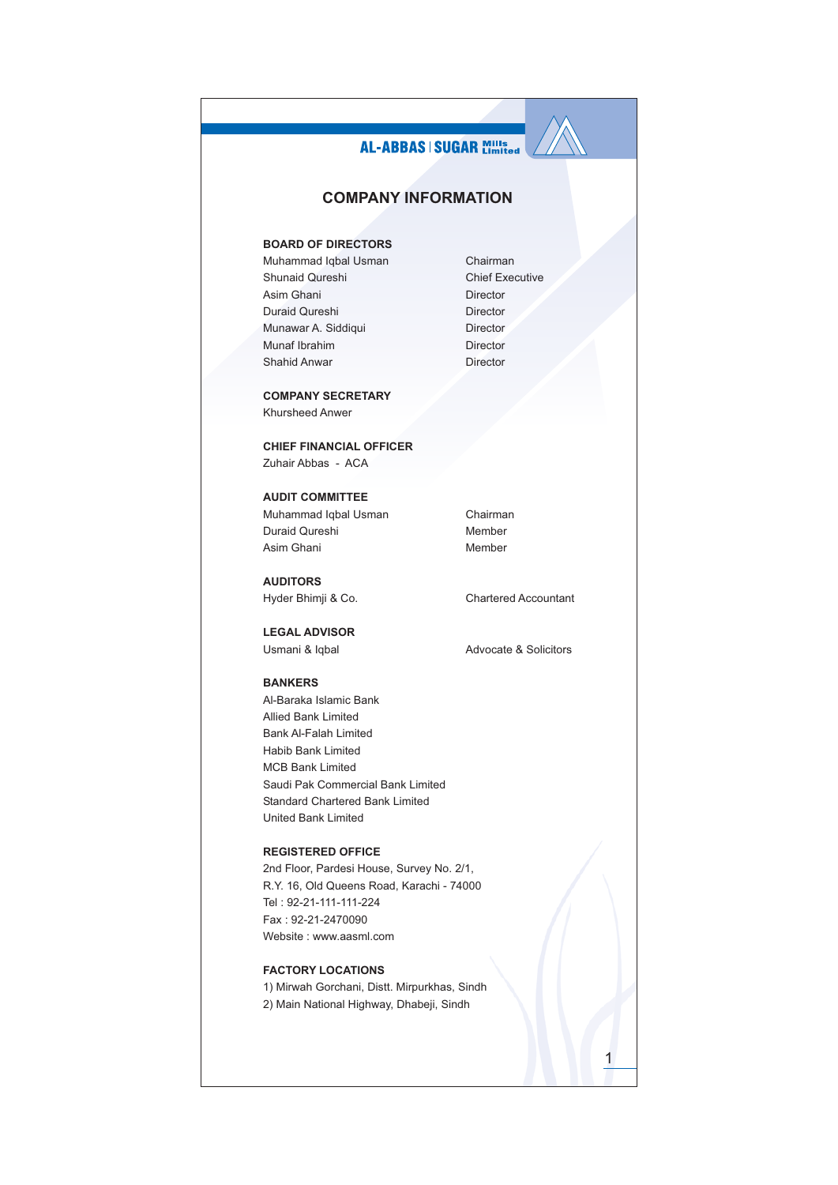# COMPANY INFORMATION

### BOARD OF DIRECTORS

| | |
|---|---|
| Muhammad Iqbal Usman | Chairman |
| Shunaid Qureshi | Chief Executive |
| Asim Ghani | Director |
| Duraid Qureshi | Director |
| Munawar A. Siddiqui | Director |
| Munaf Ibrahim | Director |
| Shahid Anwar | Director |

### COMPANY SECRETARY
Khursheed Anwer

### CHIEF FINANCIAL OFFICER
Zuhair Abbas - ACA

### AUDIT COMMITTEE

| | |
|---|---|
| Muhammad Iqbal Usman | Chairman |
| Duraid Qureshi | Member |
| Asim Ghani | Member |

### AUDITORS
Hyder Bhimji & Co. — Chartered Accountant

### LEGAL ADVISOR
Usmani & Iqbal — Advocate & Solicitors

### BANKERS
Al-Baraka Islamic Bank
Allied Bank Limited
Bank Al-Falah Limited
Habib Bank Limited
MCB Bank Limited
Saudi Pak Commercial Bank Limited
Standard Chartered Bank Limited
United Bank Limited

### REGISTERED OFFICE
2nd Floor, Pardesi House, Survey No. 2/1,
R.Y. 16, Old Queens Road, Karachi - 74000
Tel : 92-21-111-111-224
Fax : 92-21-2470090
Website : www.aasml.com

### FACTORY LOCATIONS
1) Mirwah Gorchani, Distt. Mirpurkhas, Sindh
2) Main National Highway, Dhabeji, Sindh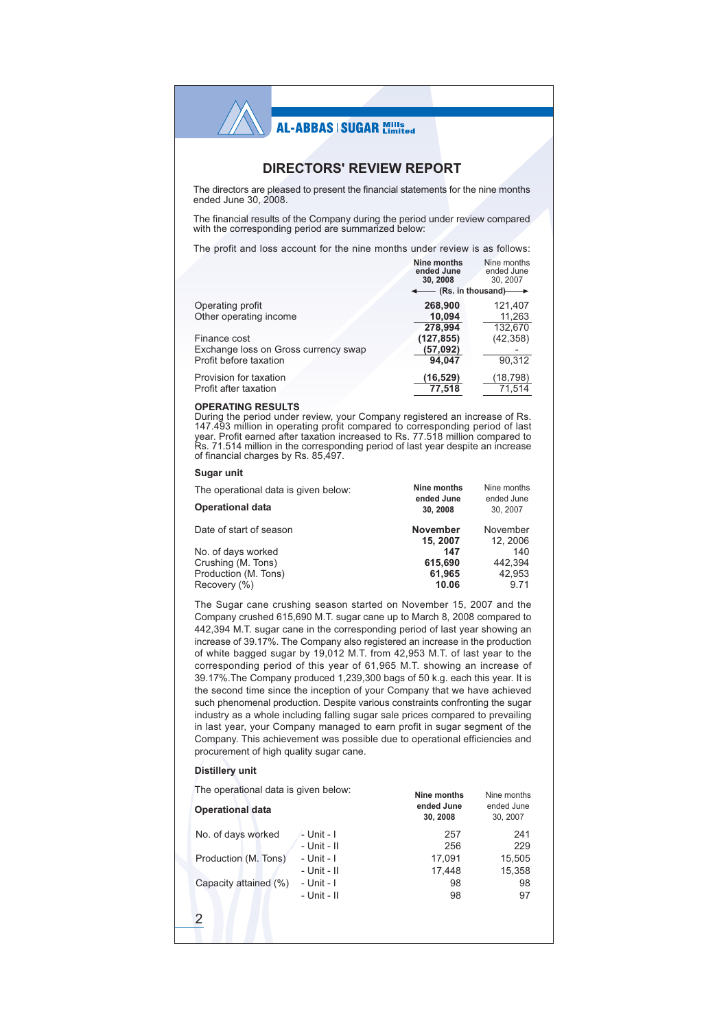# DIRECTORS' REVIEW REPORT

The directors are pleased to present the financial statements for the nine months ended June 30, 2008.

The financial results of the Company during the period under review compared with the corresponding period are summarized below:

The profit and loss account for the nine months under review is as follows:

| | **Nine months ended June 30, 2008** | Nine months ended June 30, 2007 |
|---|---|---|
| | **(Rs. in thousand)** | |
| Operating profit | **268,900** | 121,407 |
| Other operating income | **10,094** | 11,263 |
| | **278,994** | 132,670 |
| Finance cost | **(127,855)** | (42,358) |
| Exchange loss on Gross currency swap | **(57,092)** | - |
| Profit before taxation | **94,047** | 90,312 |
| Provision for taxation | **(16,529)** | (18,798) |
| Profit after taxation | **77,518** | 71,514 |

### OPERATING RESULTS

During the period under review, your Company registered an increase of Rs. 147.493 million in operating profit compared to corresponding period of last year. Profit earned after taxation increased to Rs. 77.518 million compared to Rs. 71.514 million in the corresponding period of last year despite an increase of financial charges by Rs. 85,497.

### Sugar unit

The operational data is given below:

| **Operational data** | **Nine months ended June 30, 2008** | Nine months ended June 30, 2007 |
|---|---|---|
| Date of start of season | **November 15, 2007** | November 12, 2006 |
| No. of days worked | **147** | 140 |
| Crushing (M. Tons) | **615,690** | 442,394 |
| Production (M. Tons) | **61,965** | 42,953 |
| Recovery (%) | **10.06** | 9.71 |

The Sugar cane crushing season started on November 15, 2007 and the Company crushed 615,690 M.T. sugar cane up to March 8, 2008 compared to 442,394 M.T. sugar cane in the corresponding period of last year showing an increase of 39.17%. The Company also registered an increase in the production of white bagged sugar by 19,012 M.T. from 42,953 M.T. of last year to the corresponding period of this year of 61,965 M.T. showing an increase of 39.17%.The Company produced 1,239,300 bags of 50 k.g. each this year. It is the second time since the inception of your Company that we have achieved such phenomenal production. Despite various constraints confronting the sugar industry as a whole including falling sugar sale prices compared to prevailing in last year, your Company managed to earn profit in sugar segment of the Company. This achievement was possible due to operational efficiencies and procurement of high quality sugar cane.

### Distillery unit

The operational data is given below:

| **Operational data** | | **Nine months ended June 30, 2008** | Nine months ended June 30, 2007 |
|---|---|---|---|
| No. of days worked | - Unit - I | 257 | 241 |
| | - Unit - II | 256 | 229 |
| Production (M. Tons) | - Unit - I | 17,091 | 15,505 |
| | - Unit - II | 17,448 | 15,358 |
| Capacity attained (%) | - Unit - I | 98 | 98 |
| | - Unit - II | 98 | 97 |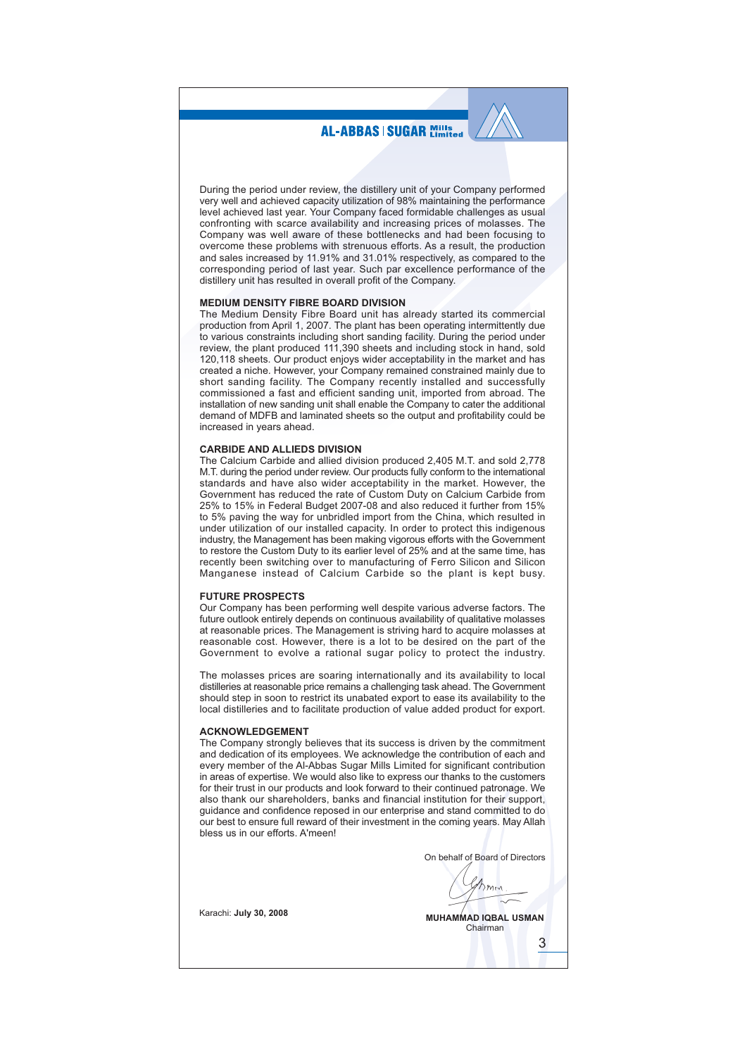During the period under review, the distillery unit of your Company performed very well and achieved capacity utilization of 98% maintaining the performance level achieved last year. Your Company faced formidable challenges as usual confronting with scarce availability and increasing prices of molasses. The Company was well aware of these bottlenecks and had been focusing to overcome these problems with strenuous efforts. As a result, the production and sales increased by 11.91% and 31.01% respectively, as compared to the corresponding period of last year. Such par excellence performance of the distillery unit has resulted in overall profit of the Company.

## MEDIUM DENSITY FIBRE BOARD DIVISION

The Medium Density Fibre Board unit has already started its commercial production from April 1, 2007. The plant has been operating intermittently due to various constraints including short sanding facility. During the period under review, the plant produced 111,390 sheets and including stock in hand, sold 120,118 sheets. Our product enjoys wider acceptability in the market and has created a niche. However, your Company remained constrained mainly due to short sanding facility. The Company recently installed and successfully commissioned a fast and efficient sanding unit, imported from abroad. The installation of new sanding unit shall enable the Company to cater the additional demand of MDFB and laminated sheets so the output and profitability could be increased in years ahead.

## CARBIDE AND ALLIEDS DIVISION

The Calcium Carbide and allied division produced 2,405 M.T. and sold 2,778 M.T. during the period under review. Our products fully conform to the international standards and have also wider acceptability in the market. However, the Government has reduced the rate of Custom Duty on Calcium Carbide from 25% to 15% in Federal Budget 2007-08 and also reduced it further from 15% to 5% paving the way for unbridled import from the China, which resulted in under utilization of our installed capacity. In order to protect this indigenous industry, the Management has been making vigorous efforts with the Government to restore the Custom Duty to its earlier level of 25% and at the same time, has recently been switching over to manufacturing of Ferro Silicon and Silicon Manganese instead of Calcium Carbide so the plant is kept busy.

## FUTURE PROSPECTS

Our Company has been performing well despite various adverse factors. The future outlook entirely depends on continuous availability of qualitative molasses at reasonable prices. The Management is striving hard to acquire molasses at reasonable cost. However, there is a lot to be desired on the part of the Government to evolve a rational sugar policy to protect the industry.

The molasses prices are soaring internationally and its availability to local distilleries at reasonable price remains a challenging task ahead. The Government should step in soon to restrict its unabated export to ease its availability to the local distilleries and to facilitate production of value added product for export.

## ACKNOWLEDGEMENT

The Company strongly believes that its success is driven by the commitment and dedication of its employees. We acknowledge the contribution of each and every member of the Al-Abbas Sugar Mills Limited for significant contribution in areas of expertise. We would also like to express our thanks to the customers for their trust in our products and look forward to their continued patronage. We also thank our shareholders, banks and financial institution for their support, guidance and confidence reposed in our enterprise and stand committed to do our best to ensure full reward of their investment in the coming years. May Allah bless us in our efforts. A'meen!

On behalf of Board of Directors

**MUHAMMAD IQBAL USMAN**
Chairman

Karachi: **July 30, 2008**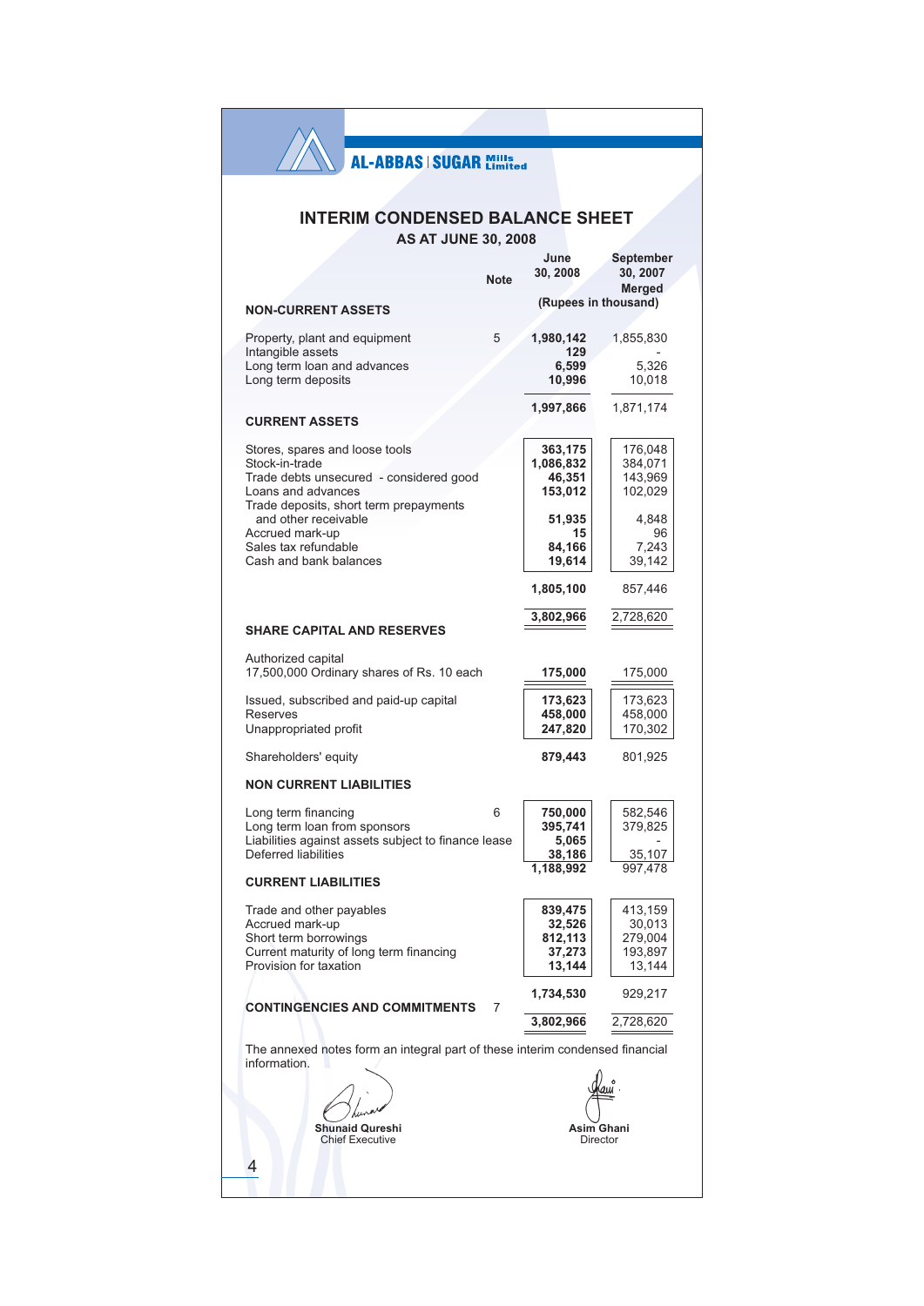**AL-ABBAS | SUGAR Mills Limited**

# INTERIM CONDENSED BALANCE SHEET

## AS AT JUNE 30, 2008

| | Note | June 30, 2008 | September 30, 2007 Merged |
|---|---|---|---|
| | | (Rupees in thousand) | |
| **NON-CURRENT ASSETS** | | | |
| Property, plant and equipment | 5 | **1,980,142** | 1,855,830 |
| Intangible assets | | **129** | - |
| Long term loan and advances | | **6,599** | 5,326 |
| Long term deposits | | **10,996** | 10,018 |
| | | **1,997,866** | 1,871,174 |
| **CURRENT ASSETS** | | | |
| Stores, spares and loose tools | | **363,175** | 176,048 |
| Stock-in-trade | | **1,086,832** | 384,071 |
| Trade debts unsecured - considered good | | **46,351** | 143,969 |
| Loans and advances | | **153,012** | 102,029 |
| Trade deposits, short term prepayments and other receivable | | **51,935** | 4,848 |
| Accrued mark-up | | **15** | 96 |
| Sales tax refundable | | **84,166** | 7,243 |
| Cash and bank balances | | **19,614** | 39,142 |
| | | **1,805,100** | 857,446 |
| | | **3,802,966** | 2,728,620 |
| **SHARE CAPITAL AND RESERVES** | | | |
| Authorized capital 17,500,000 Ordinary shares of Rs. 10 each | | **175,000** | 175,000 |
| Issued, subscribed and paid-up capital | | **173,623** | 173,623 |
| Reserves | | **458,000** | 458,000 |
| Unappropriated profit | | **247,820** | 170,302 |
| Shareholders' equity | | **879,443** | 801,925 |
| **NON CURRENT LIABILITIES** | | | |
| Long term financing | 6 | **750,000** | 582,546 |
| Long term loan from sponsors | | **395,741** | 379,825 |
| Liabilities against assets subject to finance lease | | **5,065** | - |
| Deferred liabilities | | **38,186** | 35,107 |
| | | **1,188,992** | 997,478 |
| **CURRENT LIABILITIES** | | | |
| Trade and other payables | | **839,475** | 413,159 |
| Accrued mark-up | | **32,526** | 30,013 |
| Short term borrowings | | **812,113** | 279,004 |
| Current maturity of long term financing | | **37,273** | 193,897 |
| Provision for taxation | | **13,144** | 13,144 |
| | | **1,734,530** | 929,217 |
| **CONTINGENCIES AND COMMITMENTS** | 7 | | |
| | | **3,802,966** | 2,728,620 |

The annexed notes form an integral part of these interim condensed financial information.

**Shunaid Qureshi**
Chief Executive

**Asim Ghani**
Director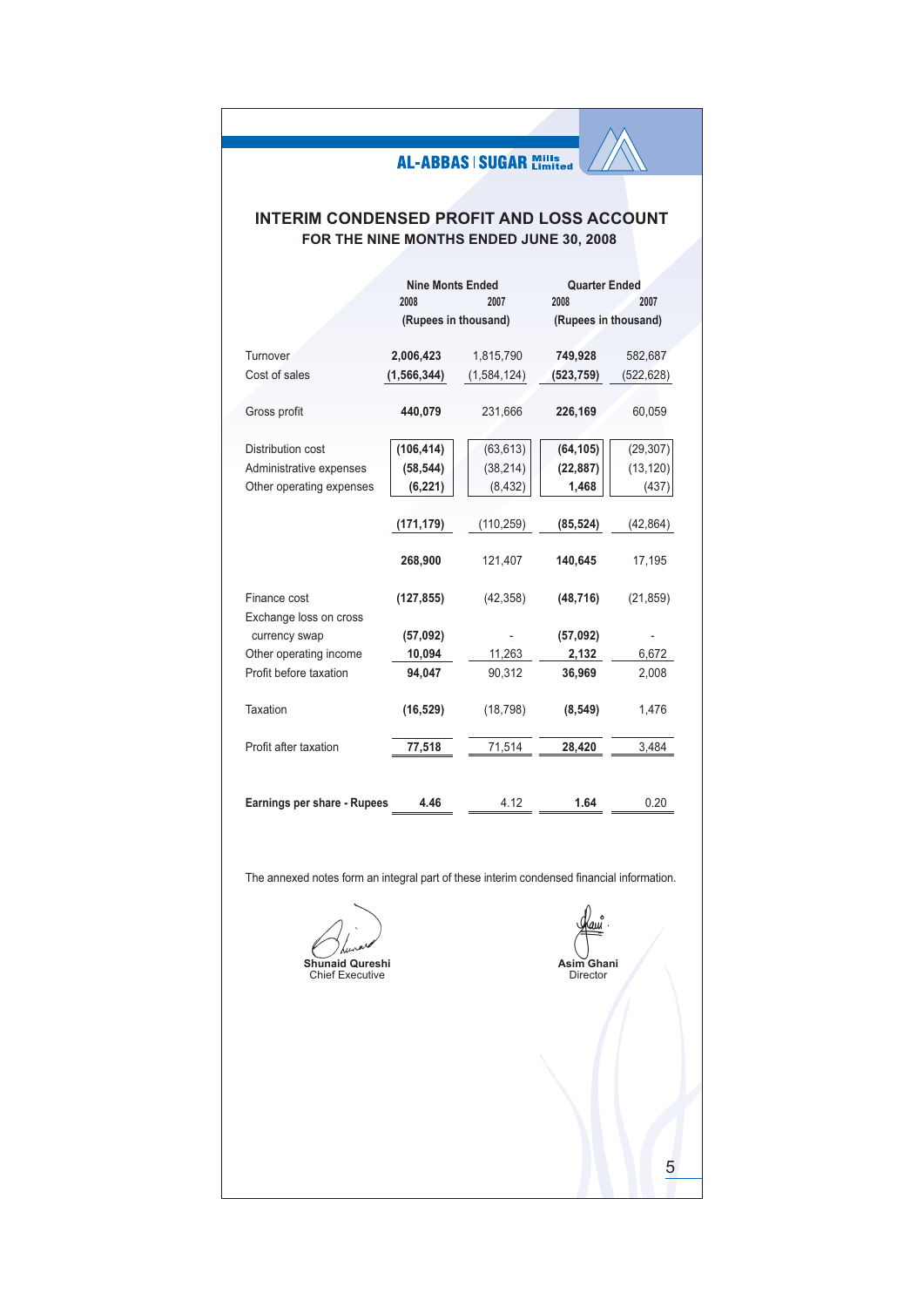AL-ABBAS | SUGAR Mills Limited

# INTERIM CONDENSED PROFIT AND LOSS ACCOUNT

## FOR THE NINE MONTHS ENDED JUNE 30, 2008

| | Nine Monts Ended | | Quarter Ended | |
|---|---|---|---|---|
| | 2008 | 2007 | 2008 | 2007 |
| | (Rupees in thousand) | | (Rupees in thousand) | |
| Turnover | **2,006,423** | 1,815,790 | **749,928** | 582,687 |
| Cost of sales | **(1,566,344)** | (1,584,124) | **(523,759)** | (522,628) |
| Gross profit | **440,079** | 231,666 | **226,169** | 60,059 |
| Distribution cost | **(106,414)** | (63,613) | **(64,105)** | (29,307) |
| Administrative expenses | **(58,544)** | (38,214) | **(22,887)** | (13,120) |
| Other operating expenses | **(6,221)** | (8,432) | **1,468** | (437) |
| | **(171,179)** | (110,259) | **(85,524)** | (42,864) |
| | **268,900** | 121,407 | **140,645** | 17,195 |
| Finance cost | **(127,855)** | (42,358) | **(48,716)** | (21,859) |
| Exchange loss on cross currency swap | **(57,092)** | - | **(57,092)** | - |
| Other operating income | **10,094** | 11,263 | **2,132** | 6,672 |
| Profit before taxation | **94,047** | 90,312 | **36,969** | 2,008 |
| Taxation | **(16,529)** | (18,798) | **(8,549)** | 1,476 |
| Profit after taxation | **77,518** | 71,514 | **28,420** | 3,484 |
| **Earnings per share - Rupees** | **4.46** | 4.12 | **1.64** | 0.20 |

The annexed notes form an integral part of these interim condensed financial information.

**Shunaid Qureshi**
Chief Executive

**Asim Ghani**
Director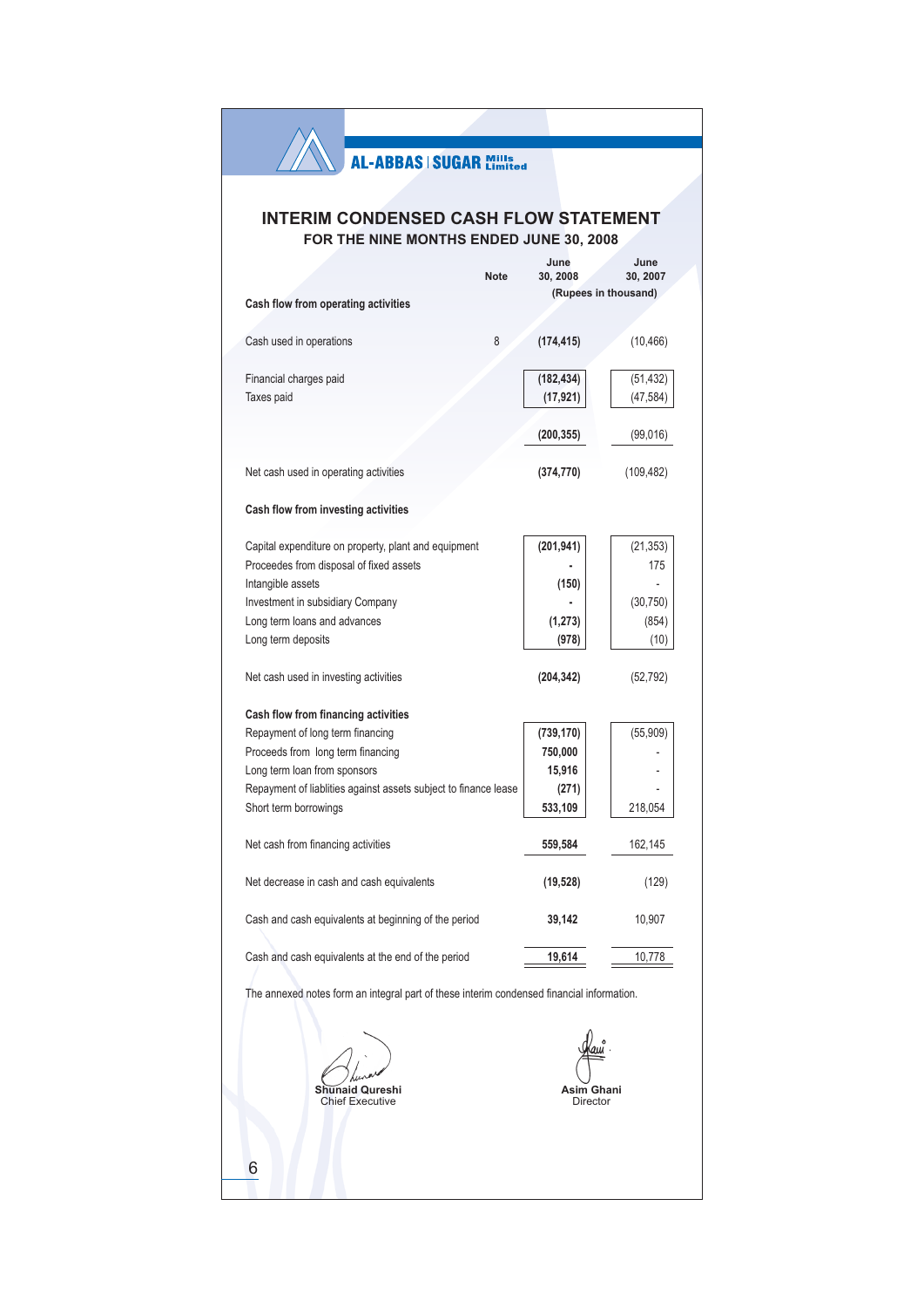AL-ABBAS | SUGAR Mills Limited

# INTERIM CONDENSED CASH FLOW STATEMENT

## FOR THE NINE MONTHS ENDED JUNE 30, 2008

| | Note | June 30, 2008 | June 30, 2007 |
|---|---|---|---|
| | | (Rupees in thousand) | |
| **Cash flow from operating activities** | | | |
| Cash used in operations | 8 | **(174,415)** | (10,466) |
| Financial charges paid | | **(182,434)** | (51,432) |
| Taxes paid | | **(17,921)** | (47,584) |
| | | **(200,355)** | (99,016) |
| Net cash used in operating activities | | **(374,770)** | (109,482) |
| **Cash flow from investing activities** | | | |
| Capital expenditure on property, plant and equipment | | **(201,941)** | (21,353) |
| Proceedes from disposal of fixed assets | | **-** | 175 |
| Intangible assets | | **(150)** | - |
| Investment in subsidiary Company | | **-** | (30,750) |
| Long term loans and advances | | **(1,273)** | (854) |
| Long term deposits | | **(978)** | (10) |
| Net cash used in investing activities | | **(204,342)** | (52,792) |
| **Cash flow from financing activities** | | | |
| Repayment of long term financing | | **(739,170)** | (55,909) |
| Proceeds from long term financing | | **750,000** | - |
| Long term loan from sponsors | | **15,916** | - |
| Repayment of liablities against assets subject to finance lease | | **(271)** | - |
| Short term borrowings | | **533,109** | 218,054 |
| Net cash from financing activities | | **559,584** | 162,145 |
| Net decrease in cash and cash equivalents | | **(19,528)** | (129) |
| Cash and cash equivalents at beginning of the period | | **39,142** | 10,907 |
| Cash and cash equivalents at the end of the period | | **19,614** | 10,778 |

The annexed notes form an integral part of these interim condensed financial information.

**Shunaid Qureshi**
Chief Executive

**Asim Ghani**
Director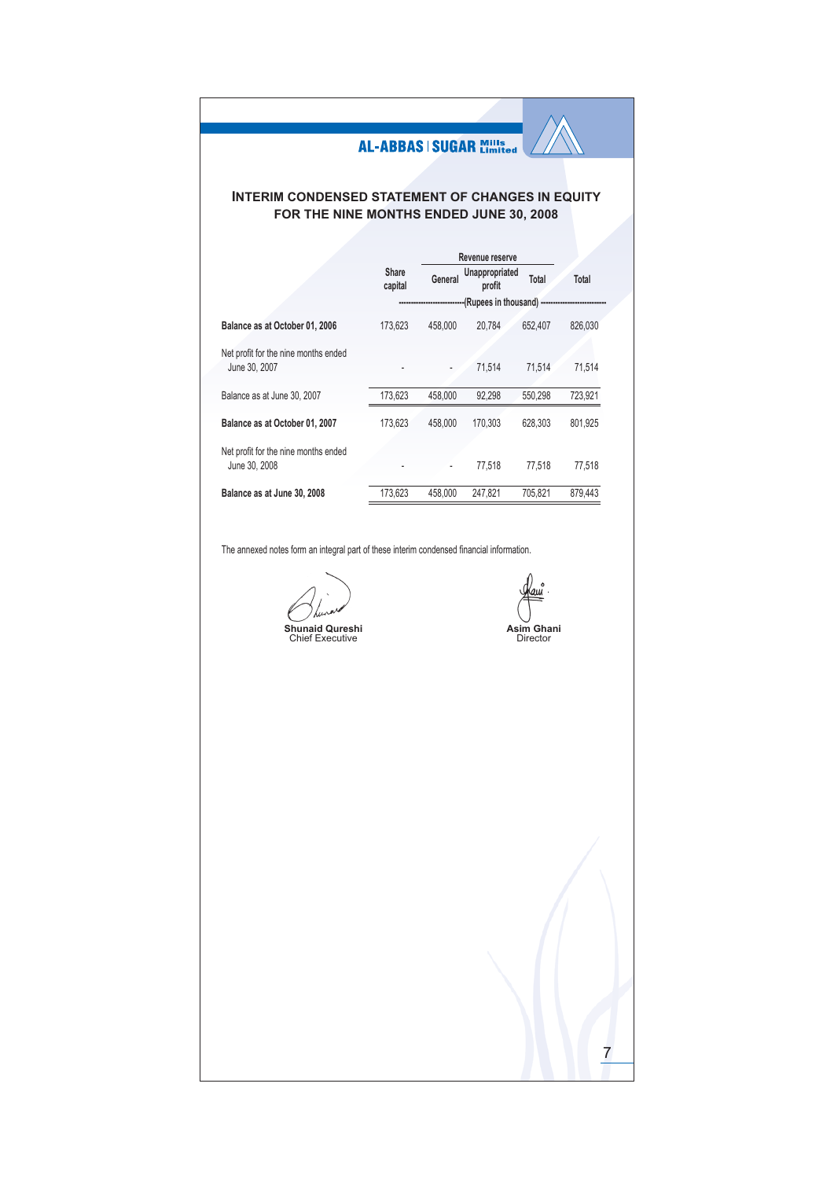AL-ABBAS | SUGAR Mills Limited

# INTERIM CONDENSED STATEMENT OF CHANGES IN EQUITY FOR THE NINE MONTHS ENDED JUNE 30, 2008

| | Share capital | Revenue reserve | | | Total |
|---|---|---|---|---|---|
| | | General | Unappropriated profit | Total | |
| | (Rupees in thousand) | | | | |
| **Balance as at October 01, 2006** | 173,623 | 458,000 | 20,784 | 652,407 | 826,030 |
| Net profit for the nine months ended June 30, 2007 | - | - | 71,514 | 71,514 | 71,514 |
| Balance as at June 30, 2007 | 173,623 | 458,000 | 92,298 | 550,298 | 723,921 |
| **Balance as at October 01, 2007** | 173,623 | 458,000 | 170,303 | 628,303 | 801,925 |
| Net profit for the nine months ended June 30, 2008 | - | - | 77,518 | 77,518 | 77,518 |
| **Balance as at June 30, 2008** | 173,623 | 458,000 | 247,821 | 705,821 | 879,443 |

The annexed notes form an integral part of these interim condensed financial information.

**Shunaid Qureshi**
Chief Executive

**Asim Ghani**
Director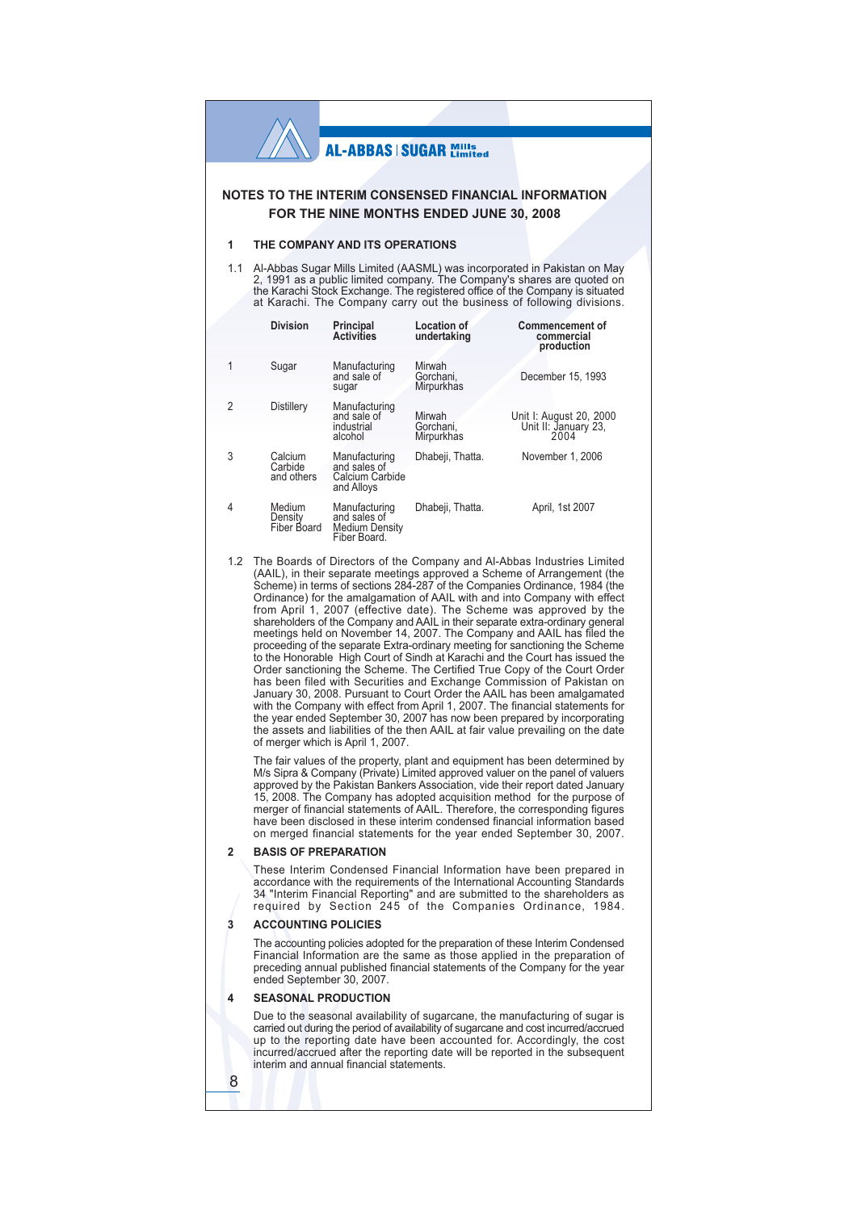# NOTES TO THE INTERIM CONSENSED FINANCIAL INFORMATION FOR THE NINE MONTHS ENDED JUNE 30, 2008

## 1 THE COMPANY AND ITS OPERATIONS

1.1 Al-Abbas Sugar Mills Limited (AASML) was incorporated in Pakistan on May 2, 1991 as a public limited company. The Company's shares are quoted on the Karachi Stock Exchange. The registered office of the Company is situated at Karachi. The Company carry out the business of following divisions.

| | Division | Principal Activities | Location of undertaking | Commencement of commercial production |
|---|---|---|---|---|
| 1 | Sugar | Manufacturing and sale of sugar | Mirwah Gorchani, Mirpurkhas | December 15, 1993 |
| 2 | Distillery | Manufacturing and sale of industrial alcohol | Mirwah Gorchani, Mirpurkhas | Unit I: August 20, 2000 Unit II: January 23, 2004 |
| 3 | Calcium Carbide and others | Manufacturing and sales of Calcium Carbide and Alloys | Dhabeji, Thatta. | November 1, 2006 |
| 4 | Medium Density Fiber Board | Manufacturing and sales of Medium Density Fiber Board. | Dhabeji, Thatta. | April, 1st 2007 |

1.2 The Boards of Directors of the Company and Al-Abbas Industries Limited (AAIL), in their separate meetings approved a Scheme of Arrangement (the Scheme) in terms of sections 284-287 of the Companies Ordinance, 1984 (the Ordinance) for the amalgamation of AAIL with and into Company with effect from April 1, 2007 (effective date). The Scheme was approved by the shareholders of the Company and AAIL in their separate extra-ordinary general meetings held on November 14, 2007. The Company and AAIL has filed the proceeding of the separate Extra-ordinary meeting for sanctioning the Scheme to the Honorable High Court of Sindh at Karachi and the Court has issued the Order sanctioning the Scheme. The Certified True Copy of the Court Order has been filed with Securities and Exchange Commission of Pakistan on January 30, 2008. Pursuant to Court Order the AAIL has been amalgamated with the Company with effect from April 1, 2007. The financial statements for the year ended September 30, 2007 has now been prepared by incorporating the assets and liabilities of the then AAIL at fair value prevailing on the date of merger which is April 1, 2007.

The fair values of the property, plant and equipment has been determined by M/s Sipra & Company (Private) Limited approved valuer on the panel of valuers approved by the Pakistan Bankers Association, vide their report dated January 15, 2008. The Company has adopted acquisition method for the purpose of merger of financial statements of AAIL. Therefore, the corresponding figures have been disclosed in these interim condensed financial information based on merged financial statements for the year ended September 30, 2007.

## 2 BASIS OF PREPARATION

These Interim Condensed Financial Information have been prepared in accordance with the requirements of the International Accounting Standards 34 "Interim Financial Reporting" and are submitted to the shareholders as required by Section 245 of the Companies Ordinance, 1984.

## 3 ACCOUNTING POLICIES

The accounting policies adopted for the preparation of these Interim Condensed Financial Information are the same as those applied in the preparation of preceding annual published financial statements of the Company for the year ended September 30, 2007.

## 4 SEASONAL PRODUCTION

Due to the seasonal availability of sugarcane, the manufacturing of sugar is carried out during the period of availability of sugarcane and cost incurred/accrued up to the reporting date have been accounted for. Accordingly, the cost incurred/accrued after the reporting date will be reported in the subsequent interim and annual financial statements.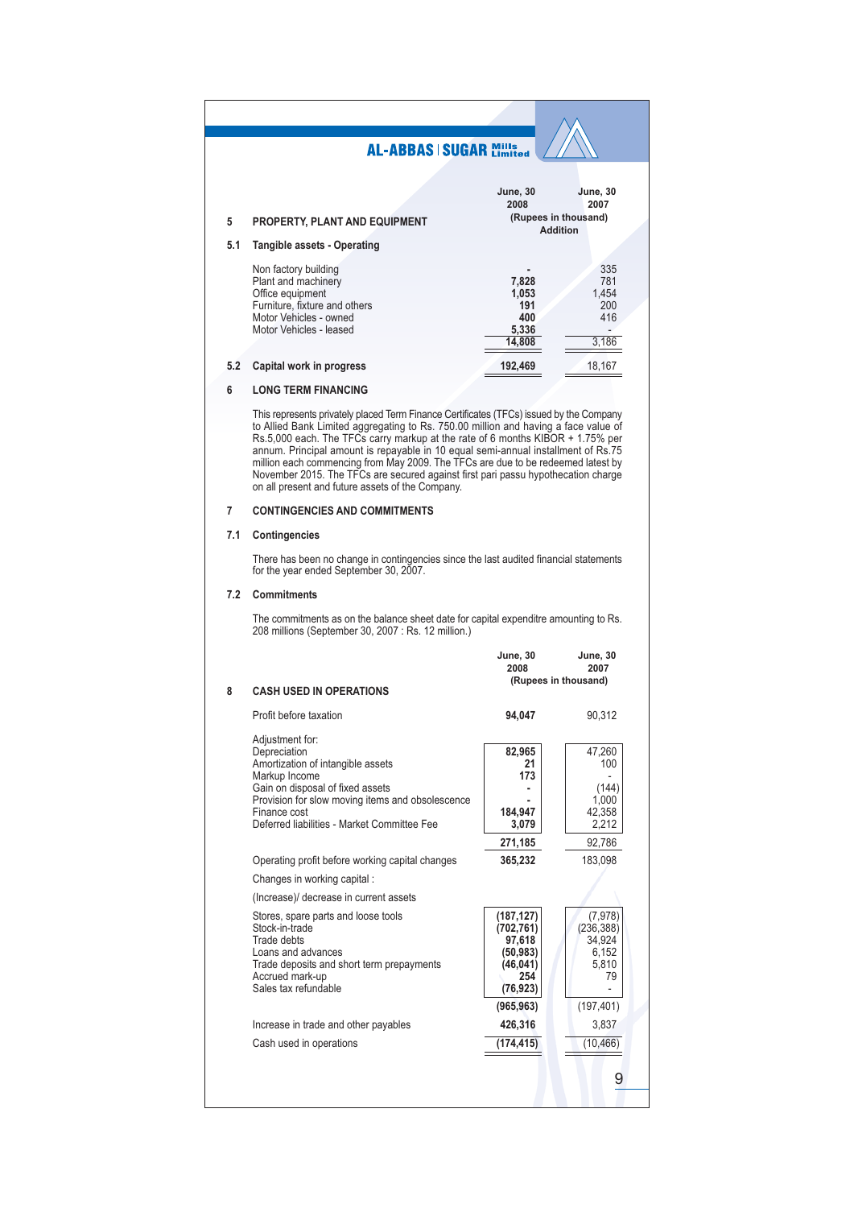## 5 PROPERTY, PLANT AND EQUIPMENT

### 5.1 Tangible assets - Operating

| | June, 30 2008 | June, 30 2007 |
|---|---|---|
| | (Rupees in thousand) Addition | |
| Non factory building | - | 335 |
| Plant and machinery | 7,828 | 781 |
| Office equipment | 1,053 | 1,454 |
| Furniture, fixture and others | 191 | 200 |
| Motor Vehicles - owned | 400 | 416 |
| Motor Vehicles - leased | 5,336 | - |
| | 14,808 | 3,186 |

### 5.2 Capital work in progress

| | June, 30 2008 | June, 30 2007 |
|---|---|---|
| Capital work in progress | 192,469 | 18,167 |

## 6 LONG TERM FINANCING

This represents privately placed Term Finance Certificates (TFCs) issued by the Company to Allied Bank Limited aggregating to Rs. 750.00 million and having a face value of Rs.5,000 each. The TFCs carry markup at the rate of 6 months KIBOR + 1.75% per annum. Principal amount is repayable in 10 equal semi-annual installment of Rs.75 million each commencing from May 2009. The TFCs are due to be redeemed latest by November 2015. The TFCs are secured against first pari passu hypothecation charge on all present and future assets of the Company.

## 7 CONTINGENCIES AND COMMITMENTS

### 7.1 Contingencies

There has been no change in contingencies since the last audited financial statements for the year ended September 30, 2007.

### 7.2 Commitments

The commitments as on the balance sheet date for capital expenditre amounting to Rs. 208 millions (September 30, 2007 : Rs. 12 million.)

## 8 CASH USED IN OPERATIONS

| | June, 30 2008 | June, 30 2007 |
|---|---|---|
| | (Rupees in thousand) | |
| Profit before taxation | 94,047 | 90,312 |
| Adjustment for: | | |
| Depreciation | 82,965 | 47,260 |
| Amortization of intangible assets | 21 | 100 |
| Markup Income | 173 | - |
| Gain on disposal of fixed assets | - | (144) |
| Provision for slow moving items and obsolescence | - | 1,000 |
| Finance cost | 184,947 | 42,358 |
| Deferred liabilities - Market Committee Fee | 3,079 | 2,212 |
| | 271,185 | 92,786 |
| Operating profit before working capital changes | 365,232 | 183,098 |
| Changes in working capital : | | |
| (Increase)/ decrease in current assets | | |
| Stores, spare parts and loose tools | (187,127) | (7,978) |
| Stock-in-trade | (702,761) | (236,388) |
| Trade debts | 97,618 | 34,924 |
| Loans and advances | (50,983) | 6,152 |
| Trade deposits and short term prepayments | (46,041) | 5,810 |
| Accrued mark-up | 254 | 79 |
| Sales tax refundable | (76,923) | - |
| | (965,963) | (197,401) |
| Increase in trade and other payables | 426,316 | 3,837 |
| Cash used in operations | (174,415) | (10,466) |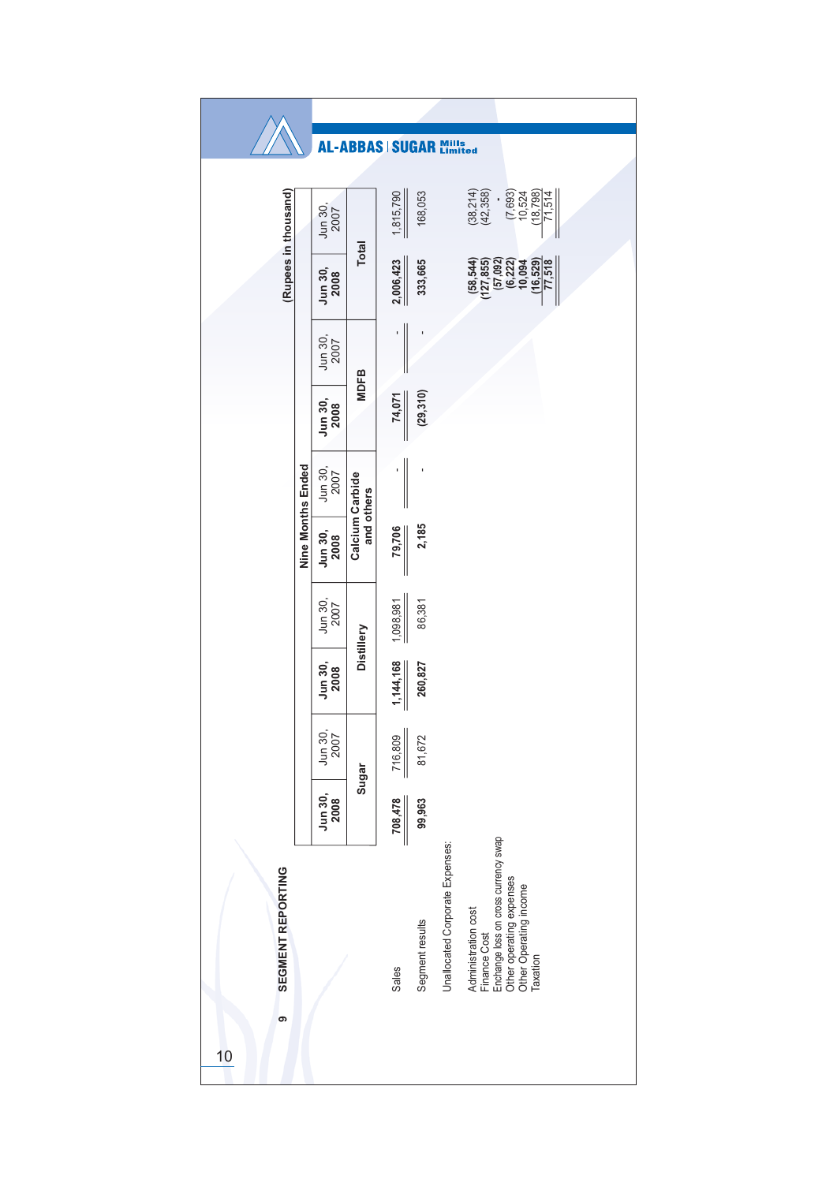## 9 SEGMENT REPORTING

(Rupees in thousand)

| | Nine Months Ended | | | | | | | | | |
|---|---|---|---|---|---|---|---|---|---|---|
| | Sugar | | Distillery | | Calcium Carbide and others | | MDFB | | Total | |
| | **Jun 30, 2008** | Jun 30, 2007 | **Jun 30, 2008** | Jun 30, 2007 | **Jun 30, 2008** | Jun 30, 2007 | **Jun 30, 2008** | Jun 30, 2007 | **Jun 30, 2008** | Jun 30, 2007 |
| Sales | **708,478** | 716,809 | **1,144,168** | 1,098,981 | **79,706** | - | **74,071** | - | **2,006,423** | 1,815,790 |
| Segment results | **99,963** | 81,672 | **260,827** | 86,381 | **2,185** | - | **(29,310)** | - | **333,665** | 168,053 |
| Unallocated Corporate Expenses: | | | | | | | | | | |
| Administration cost | | | | | | | | | **(58,544)** | (38,214) |
| Finance Cost | | | | | | | | | **(127,855)** | (42,358) |
| Enchange loss on cross currency swap | | | | | | | | | **(57,092)** | - |
| Other operating expenses | | | | | | | | | **(6,222)** | (7,693) |
| Other Operating income | | | | | | | | | **10,094** | 10,524 |
| Taxation | | | | | | | | | **(16,529)** | (18,798) |
| | | | | | | | | | **77,518** | 71,514 |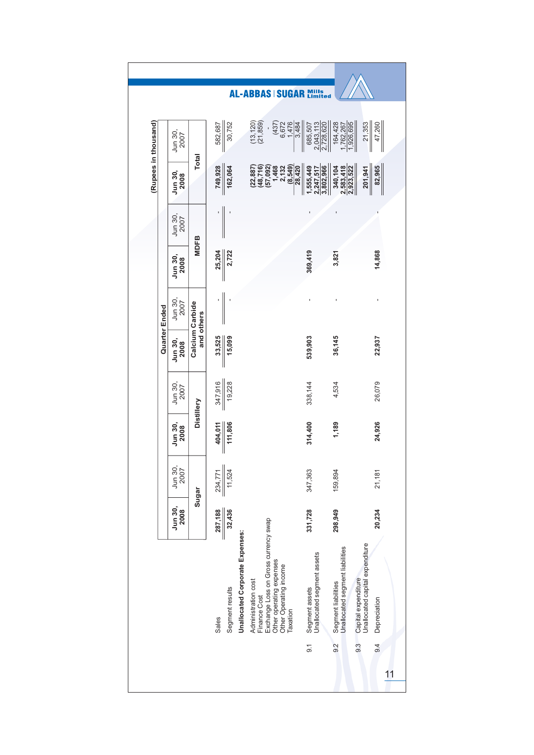(Rupees in thousand)

| | Quarter Ended | | | | | | | | | |
|---|---|---|---|---|---|---|---|---|---|---|
| | Sugar | | Distillery | | Calcium Carbide and others | | MDFB | | Total | |
| | Jun 30, 2008 | Jun 30, 2007 | Jun 30, 2008 | Jun 30, 2007 | Jun 30, 2008 | Jun 30, 2007 | Jun 30, 2008 | Jun 30, 2007 | Jun 30, 2008 | Jun 30, 2007 |
| Sales | 287,188 | 234,771 | 404,011 | 347,916 | 33,525 | - | 25,204 | - | 749,928 | 582,687 |
| Segment results | 32,436 | 11,524 | 111,806 | 19,228 | 15,099 | - | 2,722 | - | 162,064 | 30,752 |
| **Unallocated Corporate Expenses:** | | | | | | | | | | |
| Administration cost | | | | | | | | | (22,887) | (13,120) |
| Finance Cost | | | | | | | | | (48,716) | (21,859) |
| Exchange Loss on Gross currency swap | | | | | | | | | (57,092) | - |
| Other operating expenses | | | | | | | | | 1,468 | (437) |
| Other Operating income | | | | | | | | | 2,132 | 6,672 |
| Taxation | | | | | | | | | (8,549) | 1,476 |
| | | | | | | | | | 28,420 | 3,484 |
| 9.1 Segment assets | 331,728 | 347,363 | 314,400 | 338,144 | 539,903 | - | 369,419 | - | 1,555,449 | 685,507 |
| Unallocated segment assets | | | | | | | | | 2,247,517 | 2,043,113 |
| | | | | | | | | | 3,802,966 | 2,728,620 |
| 9.2 Segment liabilities | 298,949 | 159,894 | 1,189 | 4,534 | 36,145 | - | 3,821 | - | 340,104 | 164,428 |
| Unallocated segment liabilities | | | | | | | | | 2,583,418 | 1,762,267 |
| | | | | | | | | | 2,923,522 | 1,926,695 |
| 9.3 Capital expenditure | | | | | | | | | | |
| Unallocated capital expenditure | | | | | | | | | 201,941 | 21,353 |
| 9.4 Depreciation | 20,234 | 21,181 | 24,926 | 26,079 | 22,937 | - | 14,868 | - | 82,965 | 47,260 |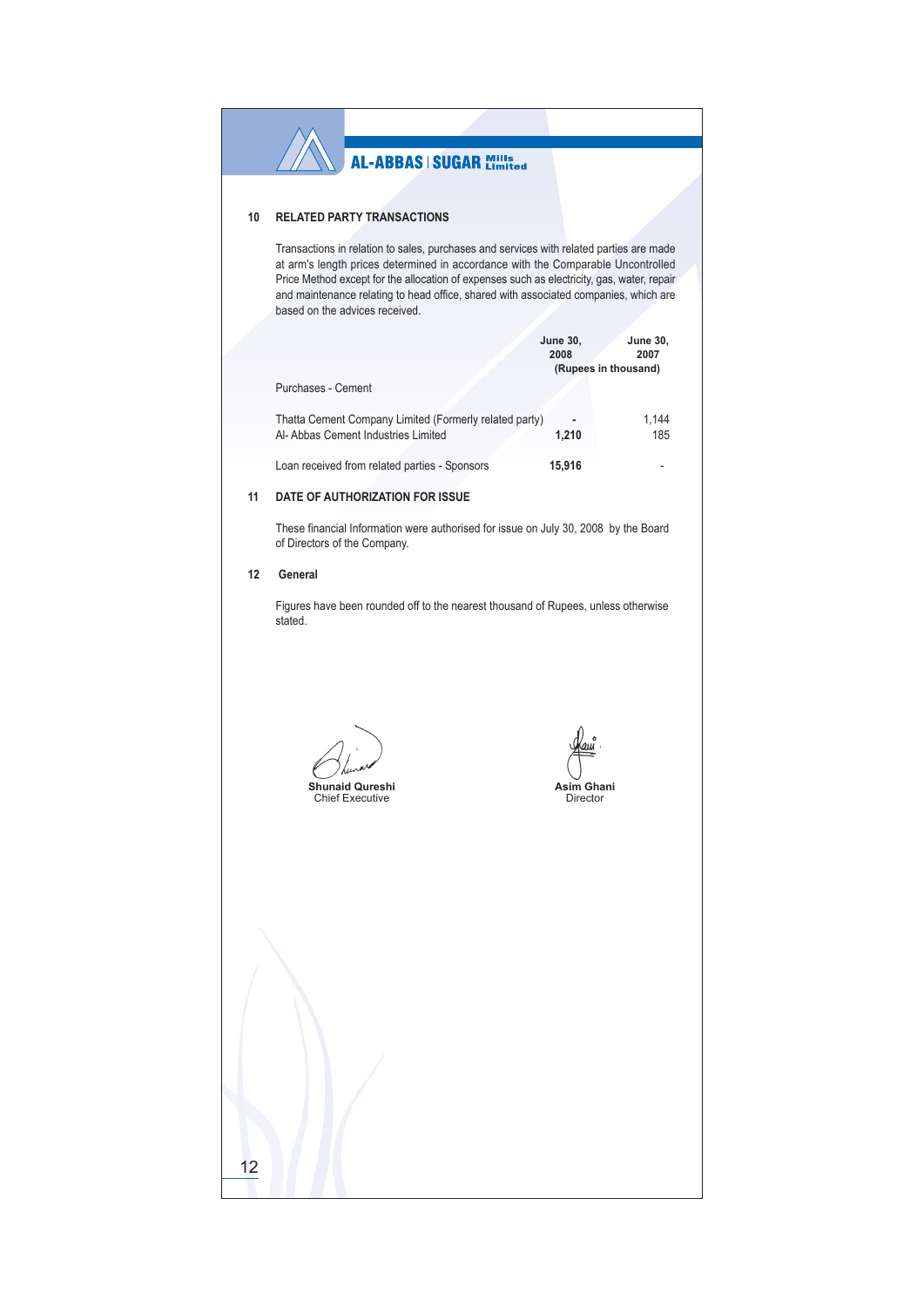## 10 RELATED PARTY TRANSACTIONS

Transactions in relation to sales, purchases and services with related parties are made at arm's length prices determined in accordance with the Comparable Uncontrolled Price Method except for the allocation of expenses such as electricity, gas, water, repair and maintenance relating to head office, shared with associated companies, which are based on the advices received.

| | June 30, 2008 | June 30, 2007 |
|---|---|---|
| | (Rupees in thousand) | |
| Purchases - Cement | | |
| Thatta Cement Company Limited (Formerly related party) | - | 1,144 |
| Al- Abbas Cement Industries Limited | **1,210** | 185 |
| Loan received from related parties - Sponsors | **15,916** | - |

## 11 DATE OF AUTHORIZATION FOR ISSUE

These financial Information were authorised for issue on July 30, 2008 by the Board of Directors of the Company.

## 12 General

Figures have been rounded off to the nearest thousand of Rupees, unless otherwise stated.

**Shunaid Qureshi**
Chief Executive

**Asim Ghani**
Director